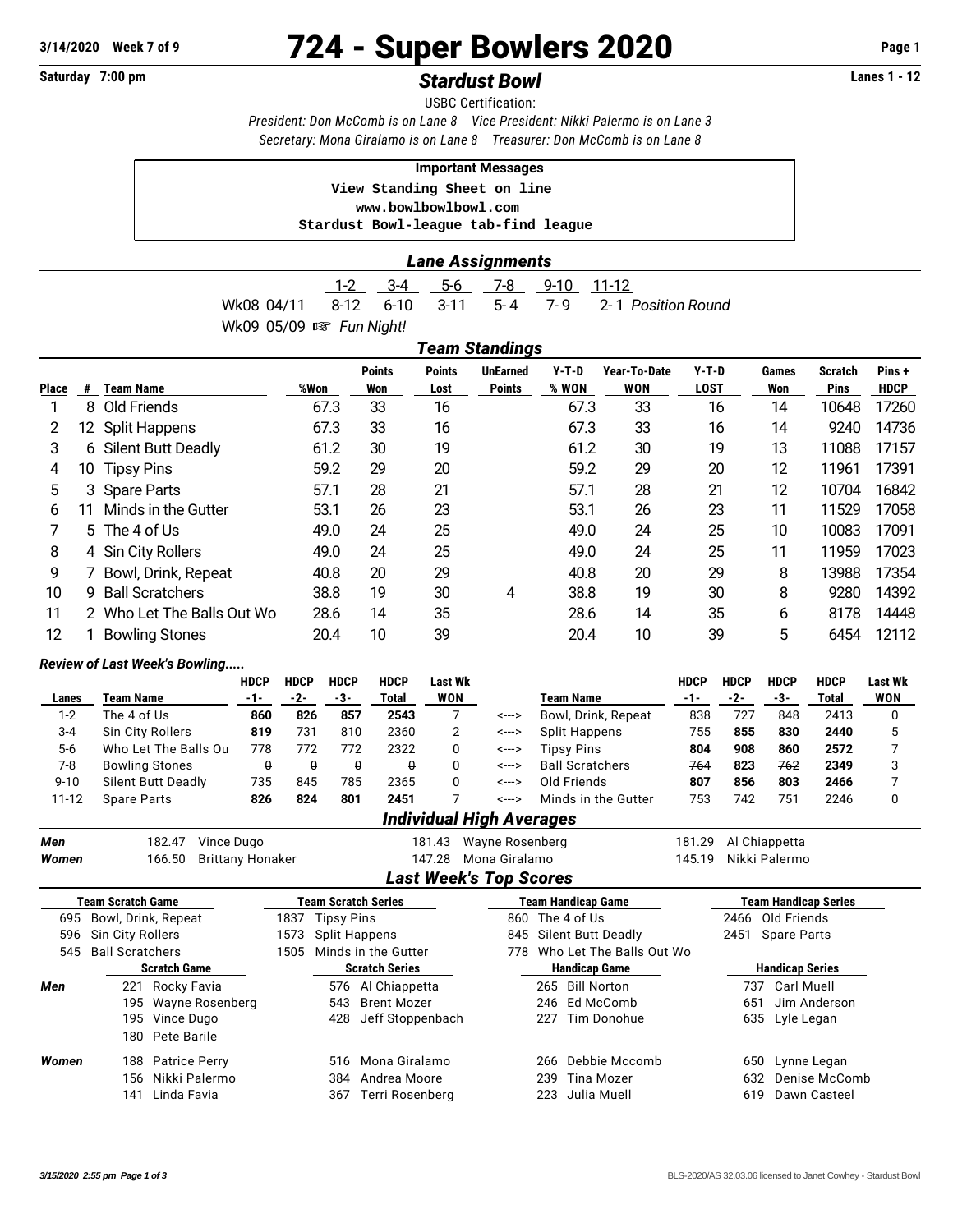# 724 - Super Bowlers 2020

**3/14/2020 Week 7 of 9**

**Saturday 7:00 pm**

## *Stardust Bowl*

**Lanes 1 - 12**

USBC Certification:

*President: Don McComb is on Lane 8 Vice President: Nikki Palermo is on Lane 3*

*Secretary: Mona Giralamo is on Lane 8 Treasurer: Don McComb is on Lane 8*

**Important Messages**

```
View Standing Sheet on line
www.bowlbowlbowl.com
Stardust Bowl-league tab-find league
```

### *Lane Assignments*

| | 1-2 | 3-4 | 5-6 | 7-8 | 9-10 | 11-12 | |
|---|---|---|---|---|---|---|---|
| Wk08 04/11 | 8-12 | 6-10 | 3-11 | 5-4 | 7-9 | 2-1 | *Position Round* |
| Wk09 05/09 ☞ *Fun Night!* | | | | | | | |

### *Team Standings*

| Place | # | Team Name | %Won | Points Won | Points Lost | UnEarned Points | Y-T-D % WON | Year-To-Date WON | Y-T-D LOST | Games Won | Scratch Pins | Pins + HDCP |
|---|---|---|---|---|---|---|---|---|---|---|---|---|
| 1 | 8 | Old Friends | 67.3 | 33 | 16 | | 67.3 | 33 | 16 | 14 | 10648 | 17260 |
| 2 | 12 | Split Happens | 67.3 | 33 | 16 | | 67.3 | 33 | 16 | 14 | 9240 | 14736 |
| 3 | 6 | Silent Butt Deadly | 61.2 | 30 | 19 | | 61.2 | 30 | 19 | 13 | 11088 | 17157 |
| 4 | 10 | Tipsy Pins | 59.2 | 29 | 20 | | 59.2 | 29 | 20 | 12 | 11961 | 17391 |
| 5 | 3 | Spare Parts | 57.1 | 28 | 21 | | 57.1 | 28 | 21 | 12 | 10704 | 16842 |
| 6 | 11 | Minds in the Gutter | 53.1 | 26 | 23 | | 53.1 | 26 | 23 | 11 | 11529 | 17058 |
| 7 | 5 | The 4 of Us | 49.0 | 24 | 25 | | 49.0 | 24 | 25 | 10 | 10083 | 17091 |
| 8 | 4 | Sin City Rollers | 49.0 | 24 | 25 | | 49.0 | 24 | 25 | 11 | 11959 | 17023 |
| 9 | 7 | Bowl, Drink, Repeat | 40.8 | 20 | 29 | | 40.8 | 20 | 29 | 8 | 13988 | 17354 |
| 10 | 9 | Ball Scratchers | 38.8 | 19 | 30 | 4 | 38.8 | 19 | 30 | 8 | 9280 | 14392 |
| 11 | 2 | Who Let The Balls Out Wo | 28.6 | 14 | 35 | | 28.6 | 14 | 35 | 6 | 8178 | 14448 |
| 12 | 1 | Bowling Stones | 20.4 | 10 | 39 | | 20.4 | 10 | 39 | 5 | 6454 | 12112 |

***Review of Last Week's Bowling.....***

| Lanes | Team Name | HDCP -1- | HDCP -2- | HDCP -3- | HDCP Total | Last Wk WON | | Team Name | HDCP -1- | HDCP -2- | HDCP -3- | HDCP Total | Last Wk WON |
|---|---|---|---|---|---|---|---|---|---|---|---|---|---|
| 1-2 | The 4 of Us | **860** | **826** | **857** | **2543** | 7 | <---> | Bowl, Drink, Repeat | 838 | 727 | 848 | 2413 | 0 |
| 3-4 | Sin City Rollers | **819** | 731 | 810 | 2360 | 2 | <---> | Split Happens | 755 | **855** | **830** | **2440** | 5 |
| 5-6 | Who Let The Balls Ou | 778 | 772 | 772 | 2322 | 0 | <---> | Tipsy Pins | **804** | **908** | **860** | **2572** | 7 |
| 7-8 | Bowling Stones | ~~0~~ | ~~0~~ | ~~0~~ | ~~0~~ | 0 | <---> | Ball Scratchers | ~~764~~ | **823** | ~~762~~ | **2349** | 3 |
| 9-10 | Silent Butt Deadly | 735 | 845 | 785 | 2365 | 0 | <---> | Old Friends | **807** | **856** | **803** | **2466** | 7 |
| 11-12 | Spare Parts | **826** | **824** | **801** | **2451** | 7 | <---> | Minds in the Gutter | 753 | 742 | 751 | 2246 | 0 |

### *Individual High Averages*

| | | | |
|---|---|---|---|
| ***Men*** | 182.47 Vince Dugo | 181.43 Wayne Rosenberg | 181.29 Al Chiappetta |
| ***Women*** | 166.50 Brittany Honaker | 147.28 Mona Giralamo | 145.19 Nikki Palermo |

### *Last Week's Top Scores*

| Team Scratch Game | Team Scratch Series | Team Handicap Game | Team Handicap Series |
|---|---|---|---|
| 695 Bowl, Drink, Repeat | 1837 Tipsy Pins | 860 The 4 of Us | 2466 Old Friends |
| 596 Sin City Rollers | 1573 Split Happens | 845 Silent Butt Deadly | 2451 Spare Parts |
| 545 Ball Scratchers | 1505 Minds in the Gutter | 778 Who Let The Balls Out Wo | |

| | Scratch Game | Scratch Series | Handicap Game | Handicap Series |
|---|---|---|---|---|
| ***Men*** | 221 Rocky Favia | 576 Al Chiappetta | 265 Bill Norton | 737 Carl Muell |
| | 195 Wayne Rosenberg | 543 Brent Mozer | 246 Ed McComb | 651 Jim Anderson |
| | 195 Vince Dugo | 428 Jeff Stoppenbach | 227 Tim Donohue | 635 Lyle Legan |
| | 180 Pete Barile | | | |
| ***Women*** | 188 Patrice Perry | 516 Mona Giralamo | 266 Debbie Mccomb | 650 Lynne Legan |
| | 156 Nikki Palermo | 384 Andrea Moore | 239 Tina Mozer | 632 Denise McComb |
| | 141 Linda Favia | 367 Terri Rosenberg | 223 Julia Muell | 619 Dawn Casteel |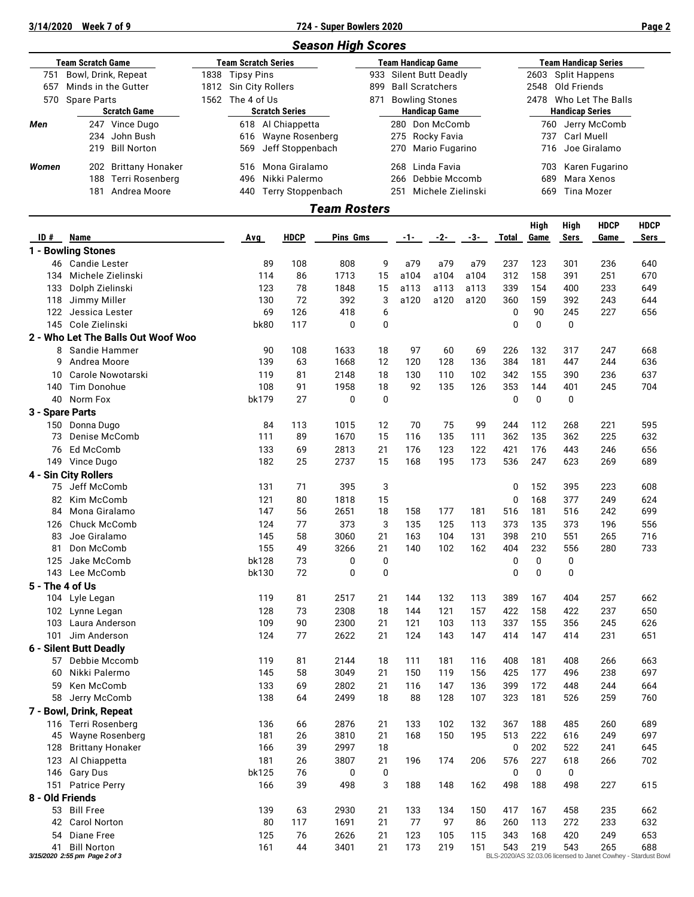## Season High Scores

| Team Scratch Game | Team Scratch Series | Team Handicap Game | Team Handicap Series |
|---|---|---|---|
| 751 Bowl, Drink, Repeat | 1838 Tipsy Pins | 933 Silent Butt Deadly | 2603 Split Happens |
| 657 Minds in the Gutter | 1812 Sin City Rollers | 899 Ball Scratchers | 2548 Old Friends |
| 570 Spare Parts | 1562 The 4 of Us | 871 Bowling Stones | 2478 Who Let The Balls |

| | Scratch Game | Scratch Series | Handicap Game | Handicap Series |
|---|---|---|---|---|
| ***Men*** | 247 Vince Dugo | 618 Al Chiappetta | 280 Don McComb | 760 Jerry McComb |
| | 234 John Bush | 616 Wayne Rosenberg | 275 Rocky Favia | 737 Carl Muell |
| | 219 Bill Norton | 569 Jeff Stoppenbach | 270 Mario Fugarino | 716 Joe Giralamo |
| ***Women*** | 202 Brittany Honaker | 516 Mona Giralamo | 268 Linda Favia | 703 Karen Fugarino |
| | 188 Terri Rosenberg | 496 Nikki Palermo | 266 Debbie Mccomb | 689 Mara Xenos |
| | 181 Andrea Moore | 440 Terry Stoppenbach | 251 Michele Zielinski | 669 Tina Mozer |

## Team Rosters

| ID # | Name | Avg | HDCP | Pins | Gms | -1- | -2- | -3- | Total | High Game | High Sers | HDCP Game | HDCP Sers |
|---|---|---|---|---|---|---|---|---|---|---|---|---|---|
| **1 - Bowling Stones** | | | | | | | | | | | | | |
| 46 | Candie Lester | 89 | 108 | 808 | 9 | a79 | a79 | a79 | 237 | 123 | 301 | 236 | 640 |
| 134 | Michele Zielinski | 114 | 86 | 1713 | 15 | a104 | a104 | a104 | 312 | 158 | 391 | 251 | 670 |
| 133 | Dolph Zielinski | 123 | 78 | 1848 | 15 | a113 | a113 | a113 | 339 | 154 | 400 | 233 | 649 |
| 118 | Jimmy Miller | 130 | 72 | 392 | 3 | a120 | a120 | a120 | 360 | 159 | 392 | 243 | 644 |
| 122 | Jessica Lester | 69 | 126 | 418 | 6 | | | | 0 | 90 | 245 | 227 | 656 |
| 145 | Cole Zielinski | bk80 | 117 | 0 | 0 | | | | 0 | 0 | 0 | | |
| **2 - Who Let The Balls Out Woof Woo** | | | | | | | | | | | | | |
| 8 | Sandie Hammer | 90 | 108 | 1633 | 18 | 97 | 60 | 69 | 226 | 132 | 317 | 247 | 668 |
| 9 | Andrea Moore | 139 | 63 | 1668 | 12 | 120 | 128 | 136 | 384 | 181 | 447 | 244 | 636 |
| 10 | Carole Nowotarski | 119 | 81 | 2148 | 18 | 130 | 110 | 102 | 342 | 155 | 390 | 236 | 637 |
| 140 | Tim Donohue | 108 | 91 | 1958 | 18 | 92 | 135 | 126 | 353 | 144 | 401 | 245 | 704 |
| 40 | Norm Fox | bk179 | 27 | 0 | 0 | | | | 0 | 0 | 0 | | |
| **3 - Spare Parts** | | | | | | | | | | | | | |
| 150 | Donna Dugo | 84 | 113 | 1015 | 12 | 70 | 75 | 99 | 244 | 112 | 268 | 221 | 595 |
| 73 | Denise McComb | 111 | 89 | 1670 | 15 | 116 | 135 | 111 | 362 | 135 | 362 | 225 | 632 |
| 76 | Ed McComb | 133 | 69 | 2813 | 21 | 176 | 123 | 122 | 421 | 176 | 443 | 246 | 656 |
| 149 | Vince Dugo | 182 | 25 | 2737 | 15 | 168 | 195 | 173 | 536 | 247 | 623 | 269 | 689 |
| **4 - Sin City Rollers** | | | | | | | | | | | | | |
| 75 | Jeff McComb | 131 | 71 | 395 | 3 | | | | 0 | 152 | 395 | 223 | 608 |
| 82 | Kim McComb | 121 | 80 | 1818 | 15 | | | | 0 | 168 | 377 | 249 | 624 |
| 84 | Mona Giralamo | 147 | 56 | 2651 | 18 | 158 | 177 | 181 | 516 | 181 | 516 | 242 | 699 |
| 126 | Chuck McComb | 124 | 77 | 373 | 3 | 135 | 125 | 113 | 373 | 135 | 373 | 196 | 556 |
| 83 | Joe Giralamo | 145 | 58 | 3060 | 21 | 163 | 104 | 131 | 398 | 210 | 551 | 265 | 716 |
| 81 | Don McComb | 155 | 49 | 3266 | 21 | 140 | 102 | 162 | 404 | 232 | 556 | 280 | 733 |
| 125 | Jake McComb | bk128 | 73 | 0 | 0 | | | | 0 | 0 | 0 | | |
| 143 | Lee McComb | bk130 | 72 | 0 | 0 | | | | 0 | 0 | 0 | | |
| **5 - The 4 of Us** | | | | | | | | | | | | | |
| 104 | Lyle Legan | 119 | 81 | 2517 | 21 | 144 | 132 | 113 | 389 | 167 | 404 | 257 | 662 |
| 102 | Lynne Legan | 128 | 73 | 2308 | 18 | 144 | 121 | 157 | 422 | 158 | 422 | 237 | 650 |
| 103 | Laura Anderson | 109 | 90 | 2300 | 21 | 121 | 103 | 113 | 337 | 155 | 356 | 245 | 626 |
| 101 | Jim Anderson | 124 | 77 | 2622 | 21 | 124 | 143 | 147 | 414 | 147 | 414 | 231 | 651 |
| **6 - Silent Butt Deadly** | | | | | | | | | | | | | |
| 57 | Debbie Mccomb | 119 | 81 | 2144 | 18 | 111 | 181 | 116 | 408 | 181 | 408 | 266 | 663 |
| 60 | Nikki Palermo | 145 | 58 | 3049 | 21 | 150 | 119 | 156 | 425 | 177 | 496 | 238 | 697 |
| 59 | Ken McComb | 133 | 69 | 2802 | 21 | 116 | 147 | 136 | 399 | 172 | 448 | 244 | 664 |
| 58 | Jerry McComb | 138 | 64 | 2499 | 18 | 88 | 128 | 107 | 323 | 181 | 526 | 259 | 760 |
| **7 - Bowl, Drink, Repeat** | | | | | | | | | | | | | |
| 116 | Terri Rosenberg | 136 | 66 | 2876 | 21 | 133 | 102 | 132 | 367 | 188 | 485 | 260 | 689 |
| 45 | Wayne Rosenberg | 181 | 26 | 3810 | 21 | 168 | 150 | 195 | 513 | 222 | 616 | 249 | 697 |
| 128 | Brittany Honaker | 166 | 39 | 2997 | 18 | | | | 0 | 202 | 522 | 241 | 645 |
| 123 | Al Chiappetta | 181 | 26 | 3807 | 21 | 196 | 174 | 206 | 576 | 227 | 618 | 266 | 702 |
| 146 | Gary Dus | bk125 | 76 | 0 | 0 | | | | 0 | 0 | 0 | | |
| 151 | Patrice Perry | 166 | 39 | 498 | 3 | 188 | 148 | 162 | 498 | 188 | 498 | 227 | 615 |
| **8 - Old Friends** | | | | | | | | | | | | | |
| 53 | Bill Free | 139 | 63 | 2930 | 21 | 133 | 134 | 150 | 417 | 167 | 458 | 235 | 662 |
| 42 | Carol Norton | 80 | 117 | 1691 | 21 | 77 | 97 | 86 | 260 | 113 | 272 | 233 | 632 |
| 54 | Diane Free | 125 | 76 | 2626 | 21 | 123 | 105 | 115 | 343 | 168 | 420 | 249 | 653 |
| 41 | Bill Norton | 161 | 44 | 3401 | 21 | 173 | 219 | 151 | 543 | 219 | 543 | 265 | 688 |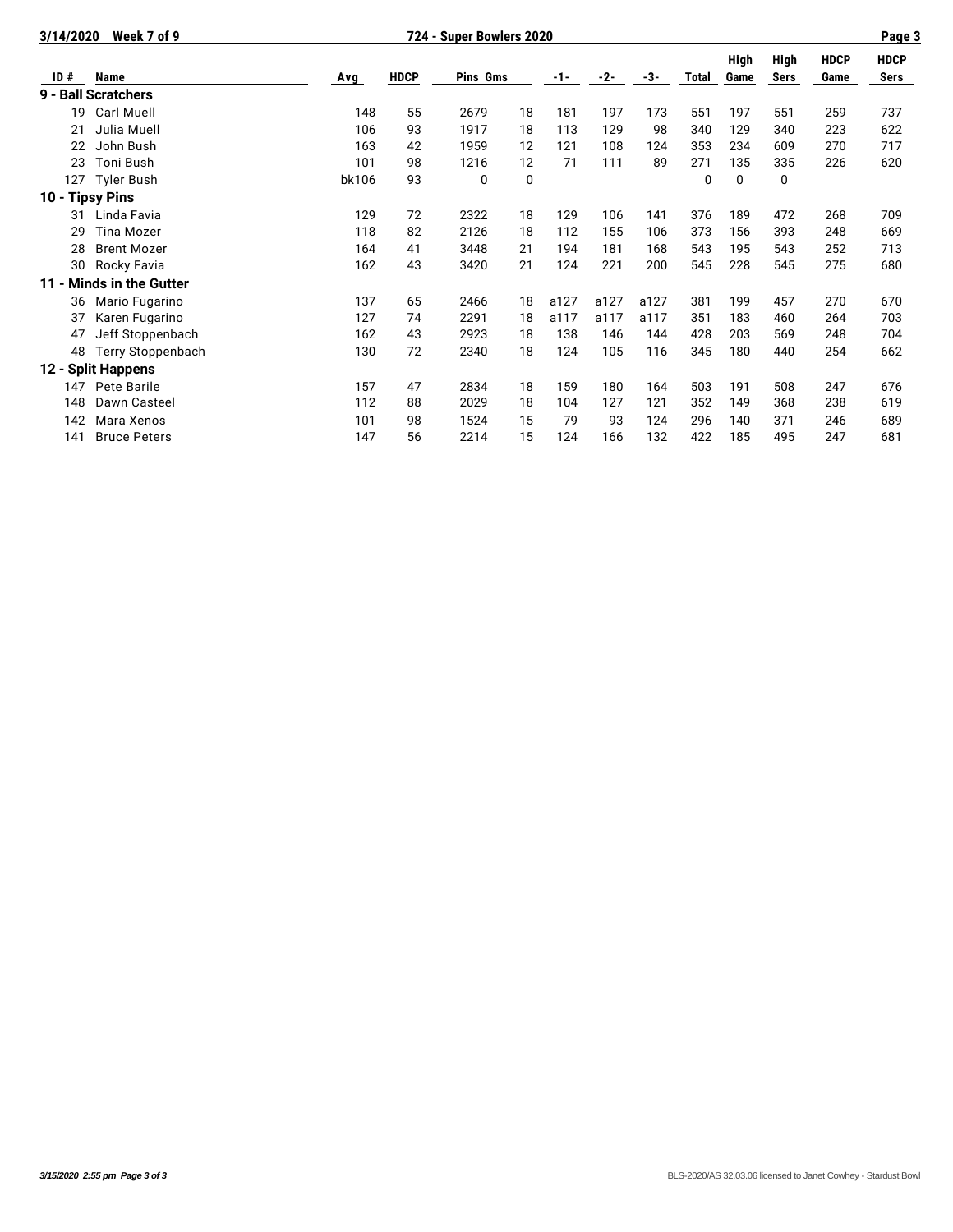| ID # | Name | Avg | HDCP | Pins | Gms | -1- | -2- | -3- | Total | High Game | High Sers | HDCP Game | HDCP Sers |
|---|---|---|---|---|---|---|---|---|---|---|---|---|---|
| **9 - Ball Scratchers** | | | | | | | | | | | | | |
| 19 | Carl Muell | 148 | 55 | 2679 | 18 | 181 | 197 | 173 | 551 | 197 | 551 | 259 | 737 |
| 21 | Julia Muell | 106 | 93 | 1917 | 18 | 113 | 129 | 98 | 340 | 129 | 340 | 223 | 622 |
| 22 | John Bush | 163 | 42 | 1959 | 12 | 121 | 108 | 124 | 353 | 234 | 609 | 270 | 717 |
| 23 | Toni Bush | 101 | 98 | 1216 | 12 | 71 | 111 | 89 | 271 | 135 | 335 | 226 | 620 |
| 127 | Tyler Bush | bk106 | 93 | 0 | 0 | | | | 0 | 0 | 0 | | |
| **10 - Tipsy Pins** | | | | | | | | | | | | | |
| 31 | Linda Favia | 129 | 72 | 2322 | 18 | 129 | 106 | 141 | 376 | 189 | 472 | 268 | 709 |
| 29 | Tina Mozer | 118 | 82 | 2126 | 18 | 112 | 155 | 106 | 373 | 156 | 393 | 248 | 669 |
| 28 | Brent Mozer | 164 | 41 | 3448 | 21 | 194 | 181 | 168 | 543 | 195 | 543 | 252 | 713 |
| 30 | Rocky Favia | 162 | 43 | 3420 | 21 | 124 | 221 | 200 | 545 | 228 | 545 | 275 | 680 |
| **11 - Minds in the Gutter** | | | | | | | | | | | | | |
| 36 | Mario Fugarino | 137 | 65 | 2466 | 18 | a127 | a127 | a127 | 381 | 199 | 457 | 270 | 670 |
| 37 | Karen Fugarino | 127 | 74 | 2291 | 18 | a117 | a117 | a117 | 351 | 183 | 460 | 264 | 703 |
| 47 | Jeff Stoppenbach | 162 | 43 | 2923 | 18 | 138 | 146 | 144 | 428 | 203 | 569 | 248 | 704 |
| 48 | Terry Stoppenbach | 130 | 72 | 2340 | 18 | 124 | 105 | 116 | 345 | 180 | 440 | 254 | 662 |
| **12 - Split Happens** | | | | | | | | | | | | | |
| 147 | Pete Barile | 157 | 47 | 2834 | 18 | 159 | 180 | 164 | 503 | 191 | 508 | 247 | 676 |
| 148 | Dawn Casteel | 112 | 88 | 2029 | 18 | 104 | 127 | 121 | 352 | 149 | 368 | 238 | 619 |
| 142 | Mara Xenos | 101 | 98 | 1524 | 15 | 79 | 93 | 124 | 296 | 140 | 371 | 246 | 689 |
| 141 | Bruce Peters | 147 | 56 | 2214 | 15 | 124 | 166 | 132 | 422 | 185 | 495 | 247 | 681 |